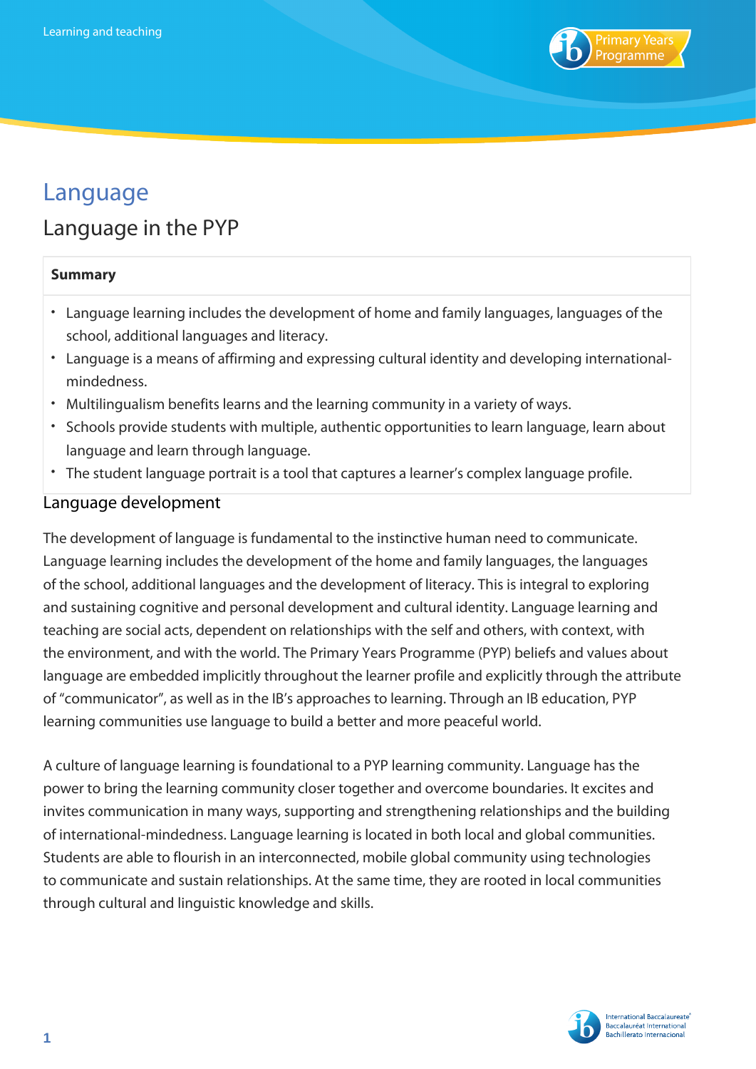# Language

## Language in the PYP

**Summary**

- Language learning includes the development of home and family languages, languages of the school, additional languages and literacy.
- Language is a means of affirming and expressing cultural identity and developing international-mindedness.
- Multilingualism benefits learns and the learning community in a variety of ways.
- Schools provide students with multiple, authentic opportunities to learn language, learn about language and learn through language.
- The student language portrait is a tool that captures a learner's complex language profile.

### Language development

The development of language is fundamental to the instinctive human need to communicate. Language learning includes the development of the home and family languages, the languages of the school, additional languages and the development of literacy. This is integral to exploring and sustaining cognitive and personal development and cultural identity. Language learning and teaching are social acts, dependent on relationships with the self and others, with context, with the environment, and with the world. The Primary Years Programme (PYP) beliefs and values about language are embedded implicitly throughout the learner profile and explicitly through the attribute of "communicator", as well as in the IB's approaches to learning. Through an IB education, PYP learning communities use language to build a better and more peaceful world.

A culture of language learning is foundational to a PYP learning community. Language has the power to bring the learning community closer together and overcome boundaries. It excites and invites communication in many ways, supporting and strengthening relationships and the building of international-mindedness. Language learning is located in both local and global communities. Students are able to flourish in an interconnected, mobile global community using technologies to communicate and sustain relationships. At the same time, they are rooted in local communities through cultural and linguistic knowledge and skills.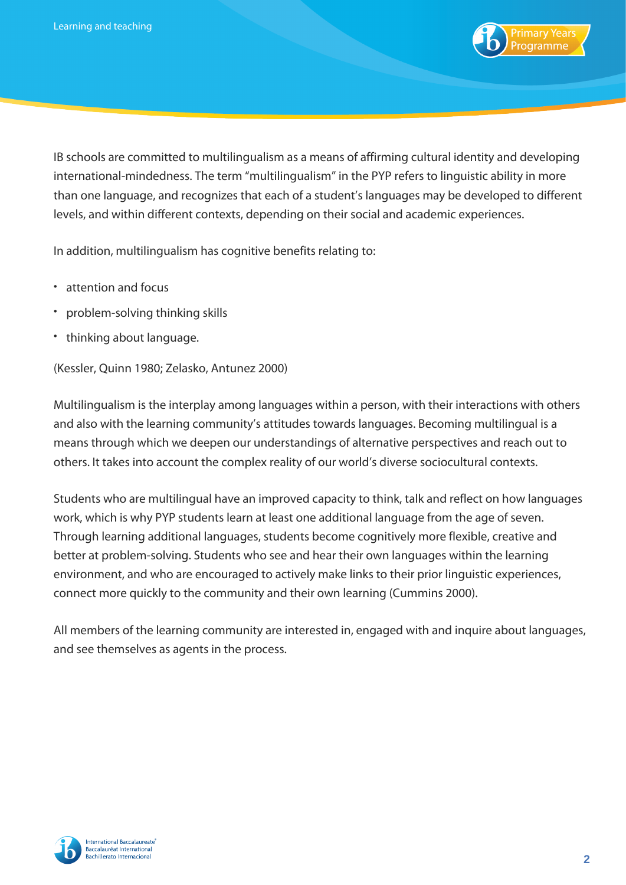IB schools are committed to multilingualism as a means of affirming cultural identity and developing international-mindedness. The term “multilingualism” in the PYP refers to linguistic ability in more than one language, and recognizes that each of a student’s languages may be developed to different levels, and within different contexts, depending on their social and academic experiences.

In addition, multilingualism has cognitive benefits relating to:

- attention and focus
- problem-solving thinking skills
- thinking about language.

(Kessler, Quinn 1980; Zelasko, Antunez 2000)

Multilingualism is the interplay among languages within a person, with their interactions with others and also with the learning community’s attitudes towards languages. Becoming multilingual is a means through which we deepen our understandings of alternative perspectives and reach out to others. It takes into account the complex reality of our world’s diverse sociocultural contexts.

Students who are multilingual have an improved capacity to think, talk and reflect on how languages work, which is why PYP students learn at least one additional language from the age of seven. Through learning additional languages, students become cognitively more flexible, creative and better at problem-solving. Students who see and hear their own languages within the learning environment, and who are encouraged to actively make links to their prior linguistic experiences, connect more quickly to the community and their own learning (Cummins 2000).

All members of the learning community are interested in, engaged with and inquire about languages, and see themselves as agents in the process.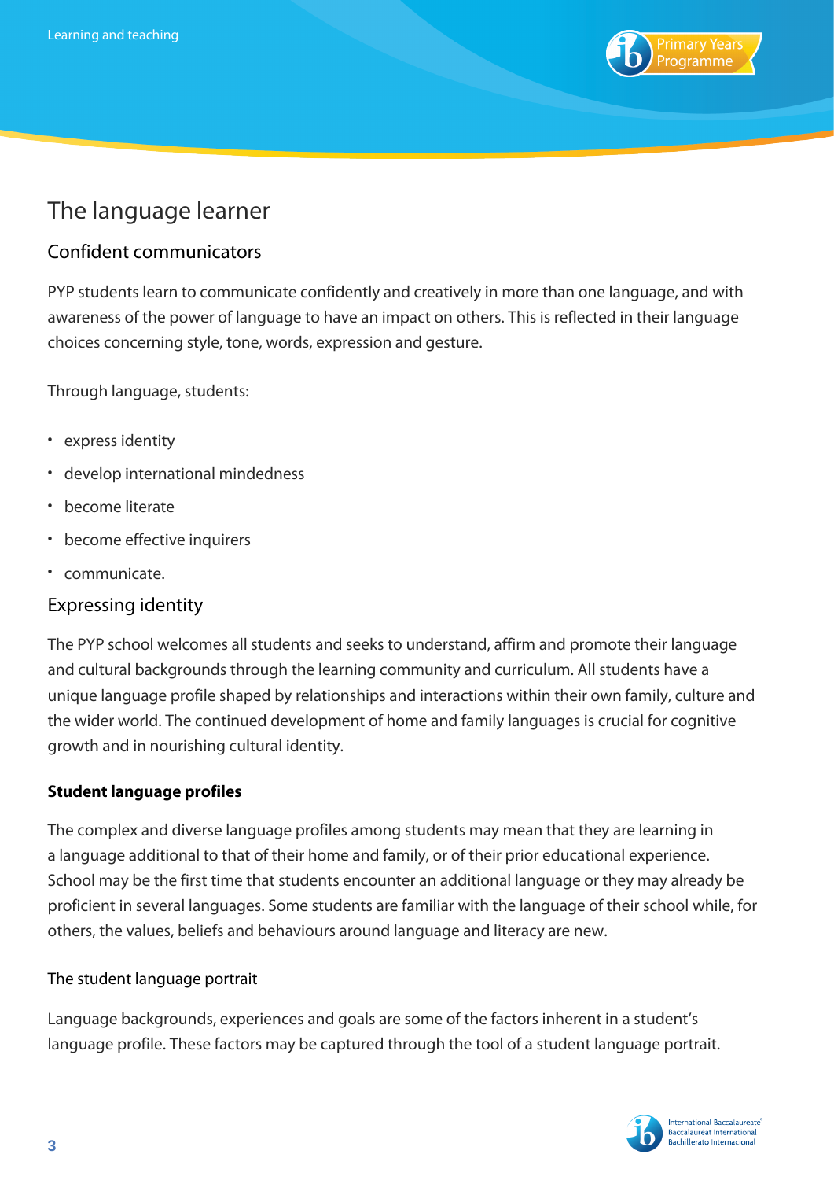# The language learner

## Confident communicators

PYP students learn to communicate confidently and creatively in more than one language, and with awareness of the power of language to have an impact on others. This is reflected in their language choices concerning style, tone, words, expression and gesture.

Through language, students:

- express identity
- develop international mindedness
- become literate
- become effective inquirers
- communicate.

## Expressing identity

The PYP school welcomes all students and seeks to understand, affirm and promote their language and cultural backgrounds through the learning community and curriculum. All students have a unique language profile shaped by relationships and interactions within their own family, culture and the wider world. The continued development of home and family languages is crucial for cognitive growth and in nourishing cultural identity.

### Student language profiles

The complex and diverse language profiles among students may mean that they are learning in a language additional to that of their home and family, or of their prior educational experience. School may be the first time that students encounter an additional language or they may already be proficient in several languages. Some students are familiar with the language of their school while, for others, the values, beliefs and behaviours around language and literacy are new.

#### The student language portrait

Language backgrounds, experiences and goals are some of the factors inherent in a student's language profile. These factors may be captured through the tool of a student language portrait.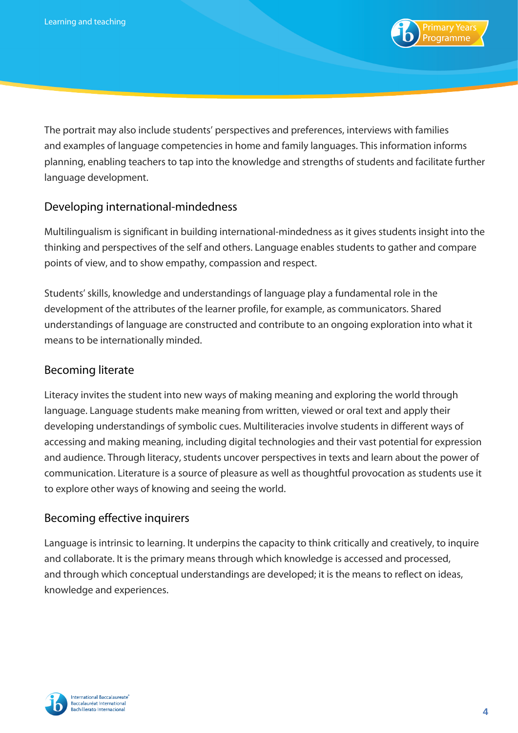The portrait may also include students' perspectives and preferences, interviews with families and examples of language competencies in home and family languages. This information informs planning, enabling teachers to tap into the knowledge and strengths of students and facilitate further language development.

## Developing international-mindedness

Multilingualism is significant in building international-mindedness as it gives students insight into the thinking and perspectives of the self and others. Language enables students to gather and compare points of view, and to show empathy, compassion and respect.

Students' skills, knowledge and understandings of language play a fundamental role in the development of the attributes of the learner profile, for example, as communicators. Shared understandings of language are constructed and contribute to an ongoing exploration into what it means to be internationally minded.

## Becoming literate

Literacy invites the student into new ways of making meaning and exploring the world through language. Language students make meaning from written, viewed or oral text and apply their developing understandings of symbolic cues. Multiliteracies involve students in different ways of accessing and making meaning, including digital technologies and their vast potential for expression and audience. Through literacy, students uncover perspectives in texts and learn about the power of communication. Literature is a source of pleasure as well as thoughtful provocation as students use it to explore other ways of knowing and seeing the world.

## Becoming effective inquirers

Language is intrinsic to learning. It underpins the capacity to think critically and creatively, to inquire and collaborate. It is the primary means through which knowledge is accessed and processed, and through which conceptual understandings are developed; it is the means to reflect on ideas, knowledge and experiences.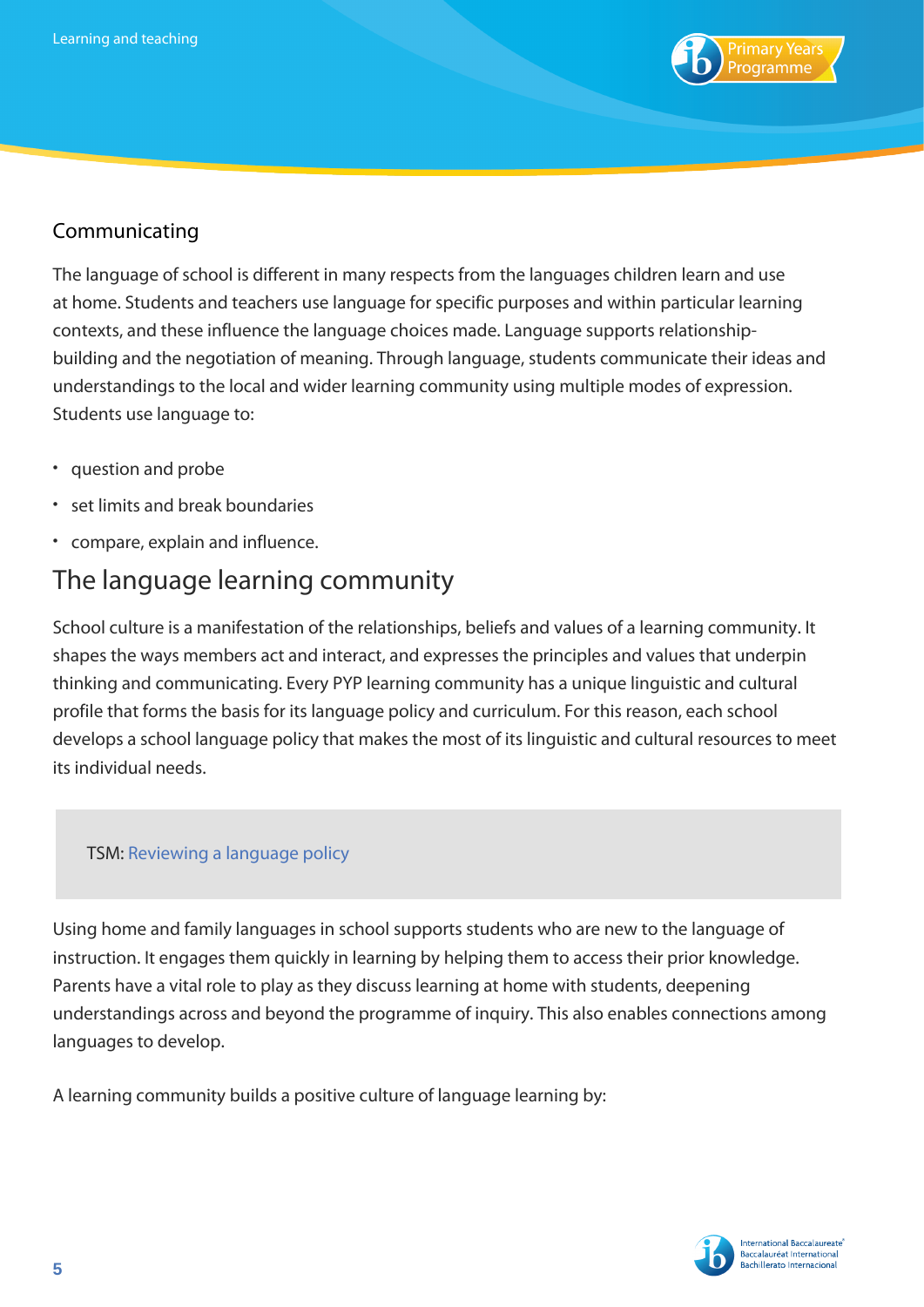### Communicating

The language of school is different in many respects from the languages children learn and use at home. Students and teachers use language for specific purposes and within particular learning contexts, and these influence the language choices made. Language supports relationship-building and the negotiation of meaning. Through language, students communicate their ideas and understandings to the local and wider learning community using multiple modes of expression. Students use language to:

- question and probe
- set limits and break boundaries
- compare, explain and influence.

## The language learning community

School culture is a manifestation of the relationships, beliefs and values of a learning community. It shapes the ways members act and interact, and expresses the principles and values that underpin thinking and communicating. Every PYP learning community has a unique linguistic and cultural profile that forms the basis for its language policy and curriculum. For this reason, each school develops a school language policy that makes the most of its linguistic and cultural resources to meet its individual needs.

> TSM: Reviewing a language policy

Using home and family languages in school supports students who are new to the language of instruction. It engages them quickly in learning by helping them to access their prior knowledge. Parents have a vital role to play as they discuss learning at home with students, deepening understandings across and beyond the programme of inquiry. This also enables connections among languages to develop.

A learning community builds a positive culture of language learning by: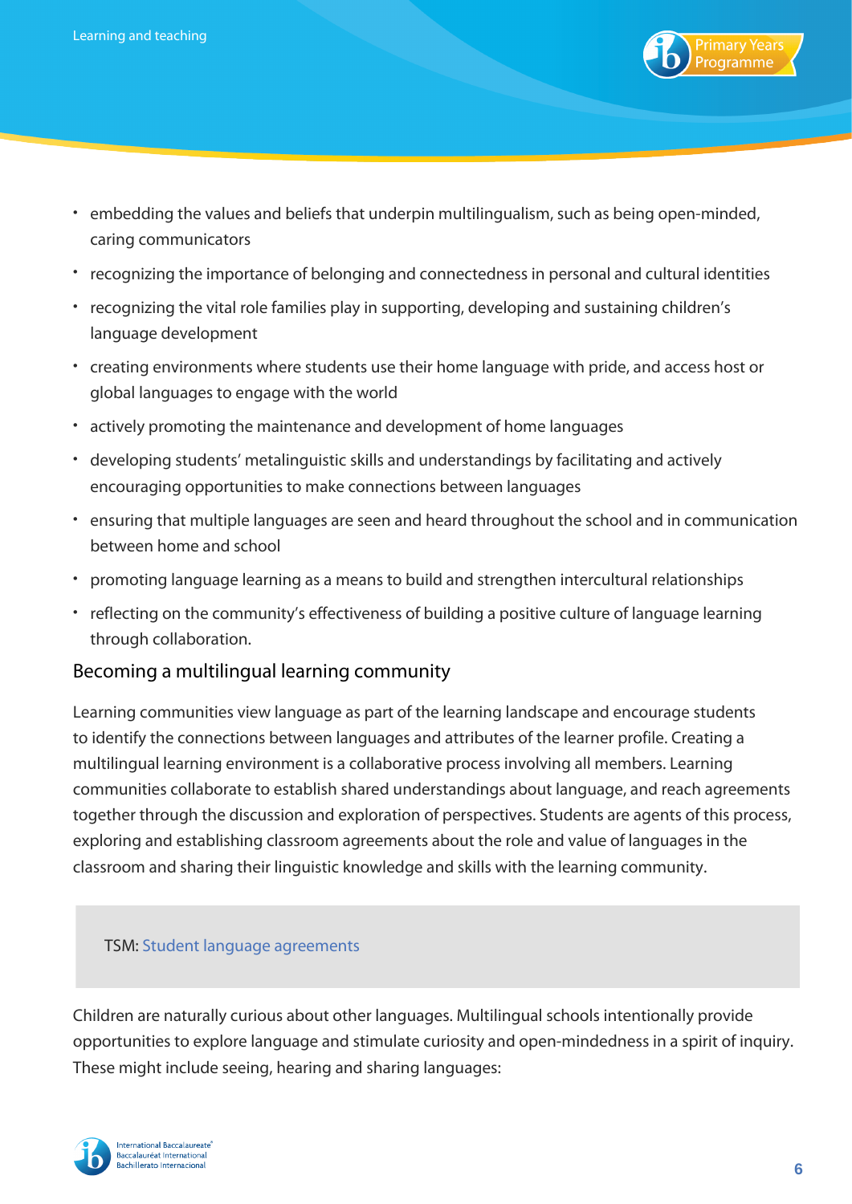- embedding the values and beliefs that underpin multilingualism, such as being open-minded, caring communicators
- recognizing the importance of belonging and connectedness in personal and cultural identities
- recognizing the vital role families play in supporting, developing and sustaining children's language development
- creating environments where students use their home language with pride, and access host or global languages to engage with the world
- actively promoting the maintenance and development of home languages
- developing students' metalinguistic skills and understandings by facilitating and actively encouraging opportunities to make connections between languages
- ensuring that multiple languages are seen and heard throughout the school and in communication between home and school
- promoting language learning as a means to build and strengthen intercultural relationships
- reflecting on the community's effectiveness of building a positive culture of language learning through collaboration.

## Becoming a multilingual learning community

Learning communities view language as part of the learning landscape and encourage students to identify the connections between languages and attributes of the learner profile. Creating a multilingual learning environment is a collaborative process involving all members. Learning communities collaborate to establish shared understandings about language, and reach agreements together through the discussion and exploration of perspectives. Students are agents of this process, exploring and establishing classroom agreements about the role and value of languages in the classroom and sharing their linguistic knowledge and skills with the learning community.

> TSM: Student language agreements

Children are naturally curious about other languages. Multilingual schools intentionally provide opportunities to explore language and stimulate curiosity and open-mindedness in a spirit of inquiry. These might include seeing, hearing and sharing languages: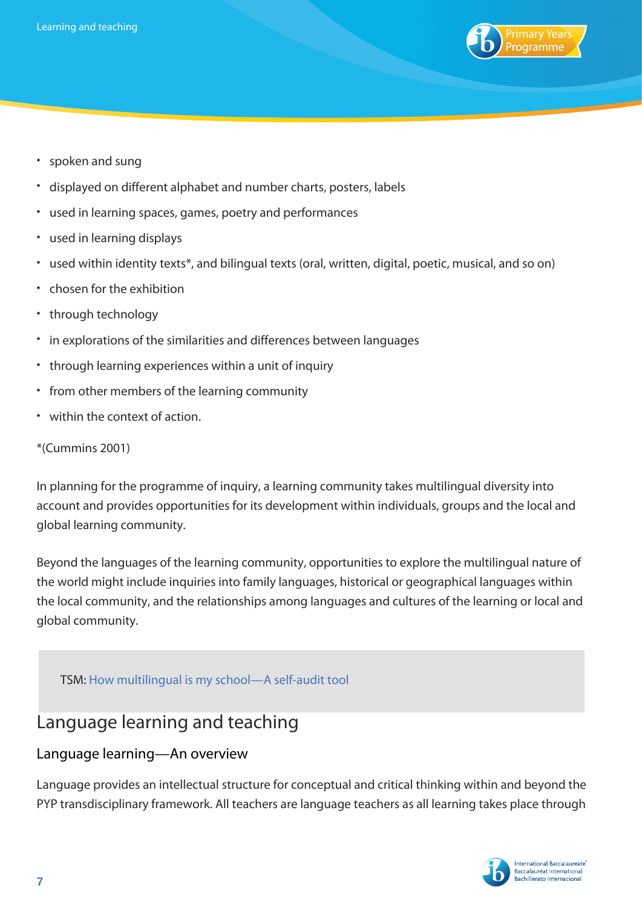- spoken and sung
- displayed on different alphabet and number charts, posters, labels
- used in learning spaces, games, poetry and performances
- used in learning displays
- used within identity texts*, and bilingual texts (oral, written, digital, poetic, musical, and so on)
- chosen for the exhibition
- through technology
- in explorations of the similarities and differences between languages
- through learning experiences within a unit of inquiry
- from other members of the learning community
- within the context of action.

*(Cummins 2001)

In planning for the programme of inquiry, a learning community takes multilingual diversity into account and provides opportunities for its development within individuals, groups and the local and global learning community.

Beyond the languages of the learning community, opportunities to explore the multilingual nature of the world might include inquiries into family languages, historical or geographical languages within the local community, and the relationships among languages and cultures of the learning or local and global community.

TSM: How multilingual is my school—A self-audit tool

## Language learning and teaching

### Language learning—An overview

Language provides an intellectual structure for conceptual and critical thinking within and beyond the PYP transdisciplinary framework. All teachers are language teachers as all learning takes place through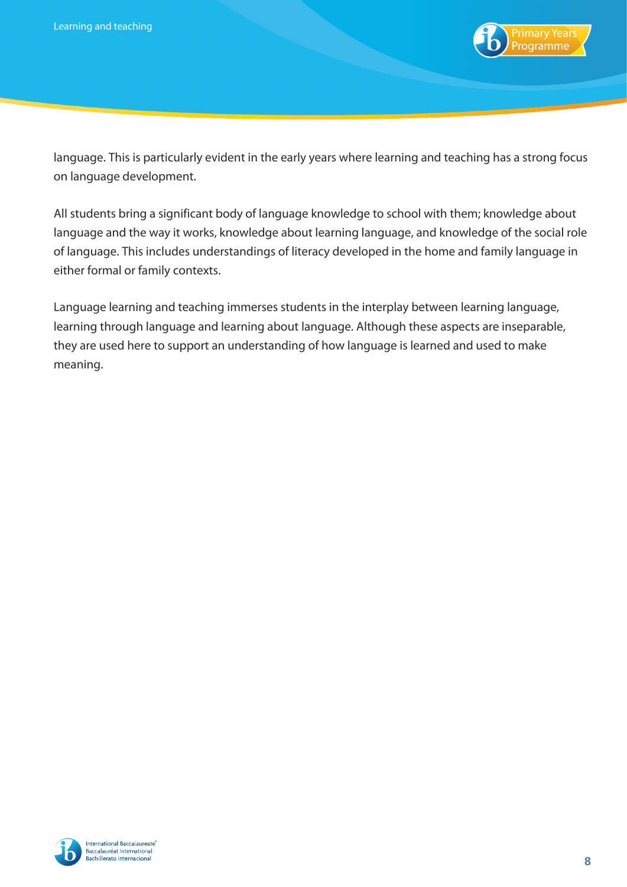language. This is particularly evident in the early years where learning and teaching has a strong focus on language development.

All students bring a significant body of language knowledge to school with them; knowledge about language and the way it works, knowledge about learning language, and knowledge of the social role of language. This includes understandings of literacy developed in the home and family language in either formal or family contexts.

Language learning and teaching immerses students in the interplay between learning language, learning through language and learning about language. Although these aspects are inseparable, they are used here to support an understanding of how language is learned and used to make meaning.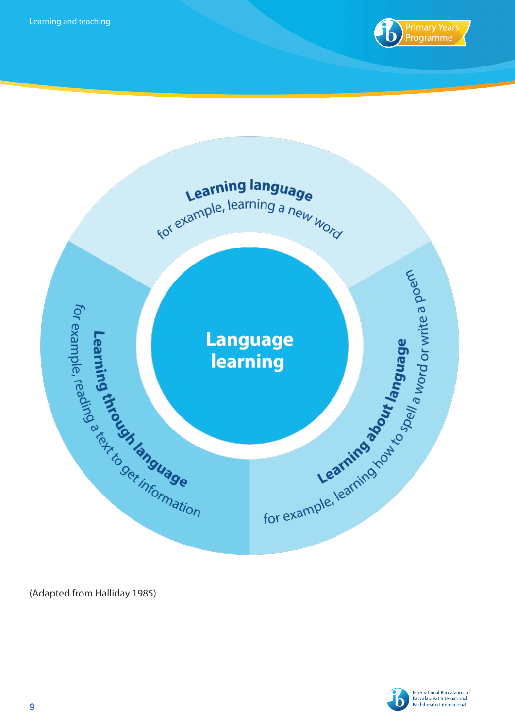**Language learning**

**Learning language**
for example, learning a new word

**Learning about language**
for example, learning how to spell a word or write a poem

**Learning through language**
for example, reading a text to get information

(Adapted from Halliday 1985)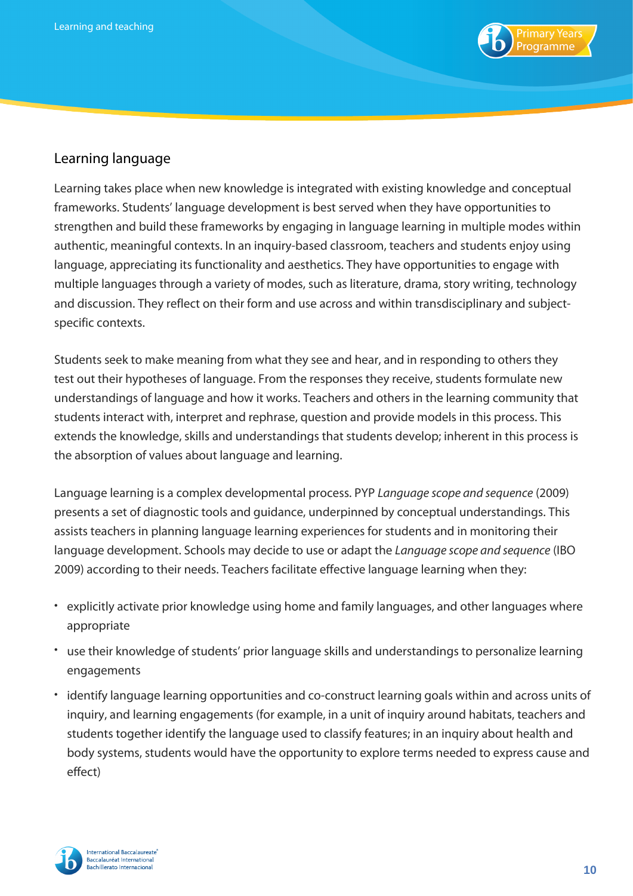## Learning language

Learning takes place when new knowledge is integrated with existing knowledge and conceptual frameworks. Students' language development is best served when they have opportunities to strengthen and build these frameworks by engaging in language learning in multiple modes within authentic, meaningful contexts. In an inquiry-based classroom, teachers and students enjoy using language, appreciating its functionality and aesthetics. They have opportunities to engage with multiple languages through a variety of modes, such as literature, drama, story writing, technology and discussion. They reflect on their form and use across and within transdisciplinary and subject-specific contexts.

Students seek to make meaning from what they see and hear, and in responding to others they test out their hypotheses of language. From the responses they receive, students formulate new understandings of language and how it works. Teachers and others in the learning community that students interact with, interpret and rephrase, question and provide models in this process. This extends the knowledge, skills and understandings that students develop; inherent in this process is the absorption of values about language and learning.

Language learning is a complex developmental process. PYP *Language scope and sequence* (2009) presents a set of diagnostic tools and guidance, underpinned by conceptual understandings. This assists teachers in planning language learning experiences for students and in monitoring their language development. Schools may decide to use or adapt the *Language scope and sequence* (IBO 2009) according to their needs. Teachers facilitate effective language learning when they:

- explicitly activate prior knowledge using home and family languages, and other languages where appropriate
- use their knowledge of students' prior language skills and understandings to personalize learning engagements
- identify language learning opportunities and co-construct learning goals within and across units of inquiry, and learning engagements (for example, in a unit of inquiry around habitats, teachers and students together identify the language used to classify features; in an inquiry about health and body systems, students would have the opportunity to explore terms needed to express cause and effect)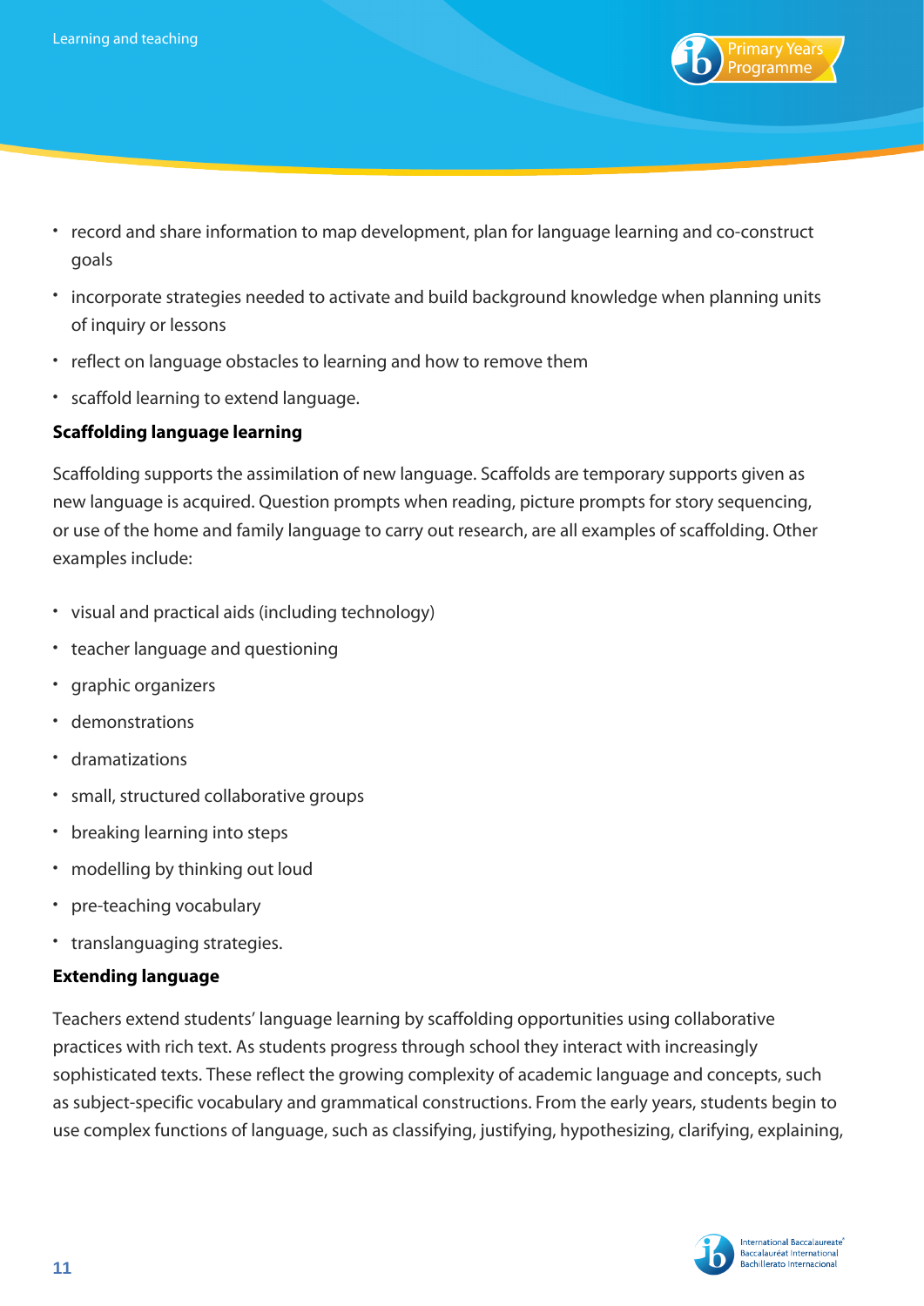- record and share information to map development, plan for language learning and co-construct goals
- incorporate strategies needed to activate and build background knowledge when planning units of inquiry or lessons
- reflect on language obstacles to learning and how to remove them
- scaffold learning to extend language.

**Scaffolding language learning**

Scaffolding supports the assimilation of new language. Scaffolds are temporary supports given as new language is acquired. Question prompts when reading, picture prompts for story sequencing, or use of the home and family language to carry out research, are all examples of scaffolding. Other examples include:

- visual and practical aids (including technology)
- teacher language and questioning
- graphic organizers
- demonstrations
- dramatizations
- small, structured collaborative groups
- breaking learning into steps
- modelling by thinking out loud
- pre-teaching vocabulary
- translanguaging strategies.

**Extending language**

Teachers extend students' language learning by scaffolding opportunities using collaborative practices with rich text. As students progress through school they interact with increasingly sophisticated texts. These reflect the growing complexity of academic language and concepts, such as subject-specific vocabulary and grammatical constructions. From the early years, students begin to use complex functions of language, such as classifying, justifying, hypothesizing, clarifying, explaining,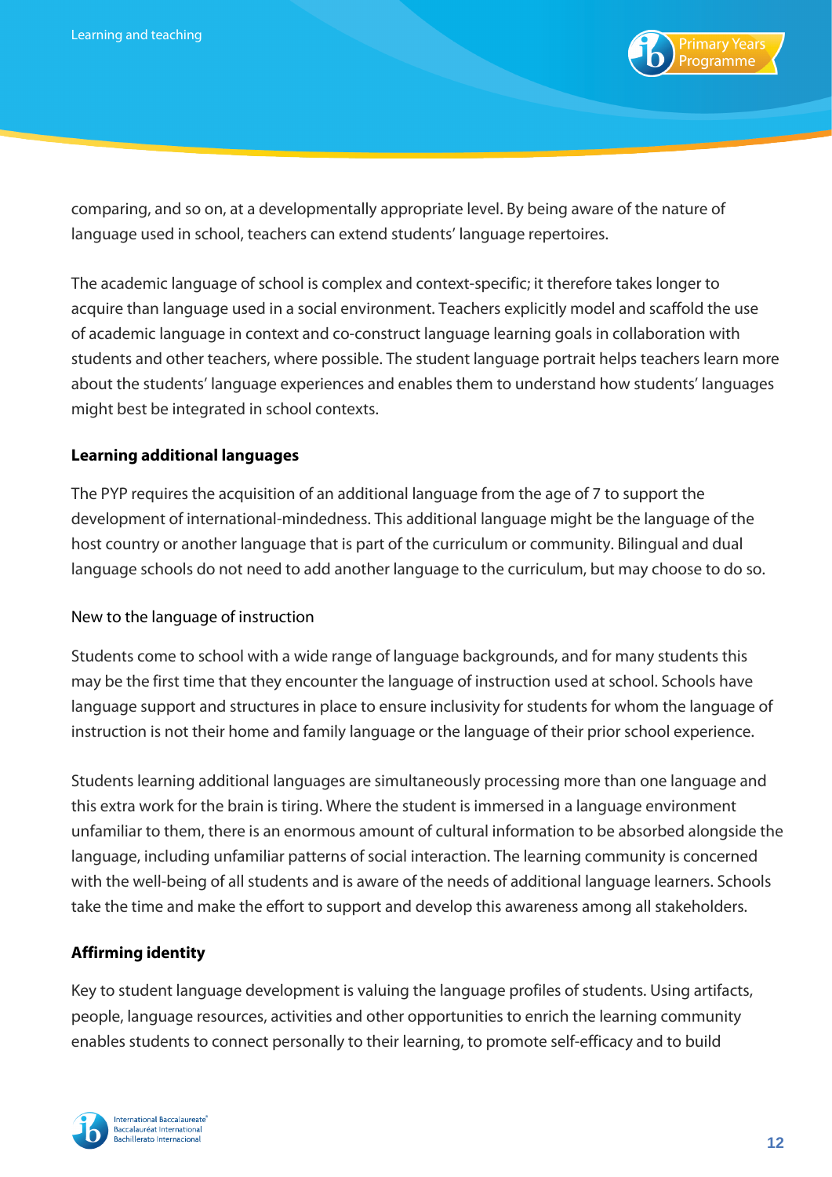comparing, and so on, at a developmentally appropriate level. By being aware of the nature of language used in school, teachers can extend students' language repertoires.

The academic language of school is complex and context-specific; it therefore takes longer to acquire than language used in a social environment. Teachers explicitly model and scaffold the use of academic language in context and co-construct language learning goals in collaboration with students and other teachers, where possible. The student language portrait helps teachers learn more about the students' language experiences and enables them to understand how students' languages might best be integrated in school contexts.

### Learning additional languages

The PYP requires the acquisition of an additional language from the age of 7 to support the development of international-mindedness. This additional language might be the language of the host country or another language that is part of the curriculum or community. Bilingual and dual language schools do not need to add another language to the curriculum, but may choose to do so.

#### New to the language of instruction

Students come to school with a wide range of language backgrounds, and for many students this may be the first time that they encounter the language of instruction used at school. Schools have language support and structures in place to ensure inclusivity for students for whom the language of instruction is not their home and family language or the language of their prior school experience.

Students learning additional languages are simultaneously processing more than one language and this extra work for the brain is tiring. Where the student is immersed in a language environment unfamiliar to them, there is an enormous amount of cultural information to be absorbed alongside the language, including unfamiliar patterns of social interaction. The learning community is concerned with the well-being of all students and is aware of the needs of additional language learners. Schools take the time and make the effort to support and develop this awareness among all stakeholders.

### Affirming identity

Key to student language development is valuing the language profiles of students. Using artifacts, people, language resources, activities and other opportunities to enrich the learning community enables students to connect personally to their learning, to promote self-efficacy and to build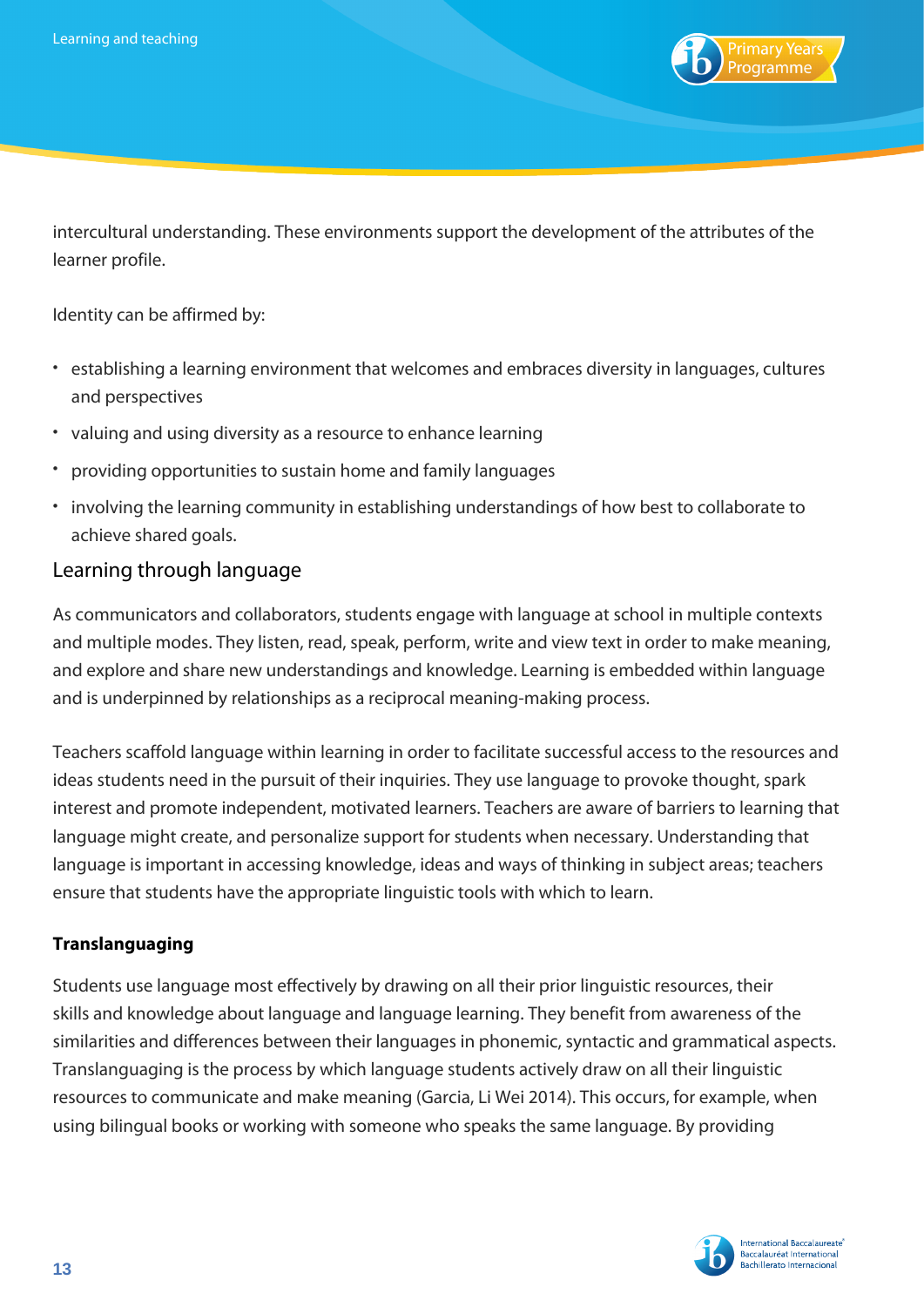intercultural understanding. These environments support the development of the attributes of the learner profile.

Identity can be affirmed by:

- establishing a learning environment that welcomes and embraces diversity in languages, cultures and perspectives
- valuing and using diversity as a resource to enhance learning
- providing opportunities to sustain home and family languages
- involving the learning community in establishing understandings of how best to collaborate to achieve shared goals.

## Learning through language

As communicators and collaborators, students engage with language at school in multiple contexts and multiple modes. They listen, read, speak, perform, write and view text in order to make meaning, and explore and share new understandings and knowledge. Learning is embedded within language and is underpinned by relationships as a reciprocal meaning-making process.

Teachers scaffold language within learning in order to facilitate successful access to the resources and ideas students need in the pursuit of their inquiries. They use language to provoke thought, spark interest and promote independent, motivated learners. Teachers are aware of barriers to learning that language might create, and personalize support for students when necessary. Understanding that language is important in accessing knowledge, ideas and ways of thinking in subject areas; teachers ensure that students have the appropriate linguistic tools with which to learn.

**Translanguaging**

Students use language most effectively by drawing on all their prior linguistic resources, their skills and knowledge about language and language learning. They benefit from awareness of the similarities and differences between their languages in phonemic, syntactic and grammatical aspects. Translanguaging is the process by which language students actively draw on all their linguistic resources to communicate and make meaning (Garcia, Li Wei 2014). This occurs, for example, when using bilingual books or working with someone who speaks the same language. By providing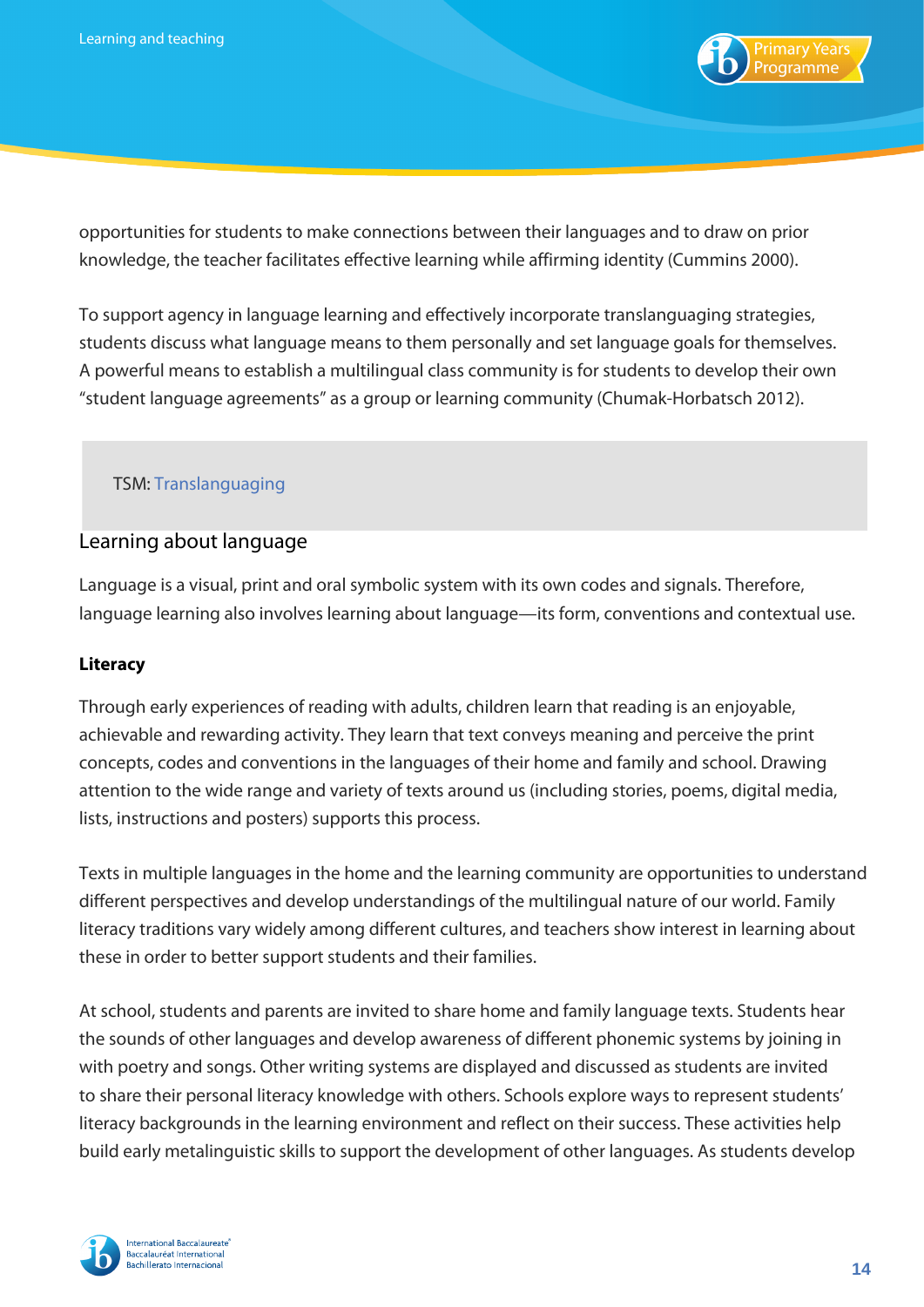opportunities for students to make connections between their languages and to draw on prior knowledge, the teacher facilitates effective learning while affirming identity (Cummins 2000).

To support agency in language learning and effectively incorporate translanguaging strategies, students discuss what language means to them personally and set language goals for themselves. A powerful means to establish a multilingual class community is for students to develop their own "student language agreements" as a group or learning community (Chumak-Horbatsch 2012).

TSM: Translanguaging

## Learning about language

Language is a visual, print and oral symbolic system with its own codes and signals. Therefore, language learning also involves learning about language—its form, conventions and contextual use.

**Literacy**

Through early experiences of reading with adults, children learn that reading is an enjoyable, achievable and rewarding activity. They learn that text conveys meaning and perceive the print concepts, codes and conventions in the languages of their home and family and school. Drawing attention to the wide range and variety of texts around us (including stories, poems, digital media, lists, instructions and posters) supports this process.

Texts in multiple languages in the home and the learning community are opportunities to understand different perspectives and develop understandings of the multilingual nature of our world. Family literacy traditions vary widely among different cultures, and teachers show interest in learning about these in order to better support students and their families.

At school, students and parents are invited to share home and family language texts. Students hear the sounds of other languages and develop awareness of different phonemic systems by joining in with poetry and songs. Other writing systems are displayed and discussed as students are invited to share their personal literacy knowledge with others. Schools explore ways to represent students' literacy backgrounds in the learning environment and reflect on their success. These activities help build early metalinguistic skills to support the development of other languages. As students develop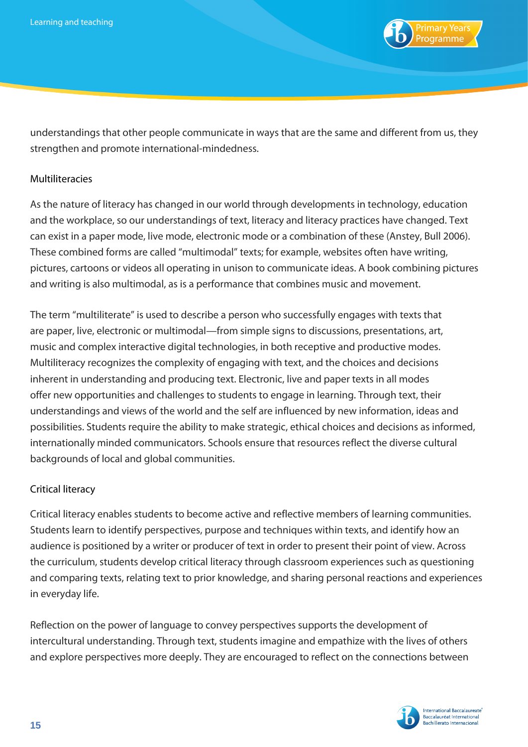understandings that other people communicate in ways that are the same and different from us, they strengthen and promote international-mindedness.

### Multiliteracies

As the nature of literacy has changed in our world through developments in technology, education and the workplace, so our understandings of text, literacy and literacy practices have changed. Text can exist in a paper mode, live mode, electronic mode or a combination of these (Anstey, Bull 2006). These combined forms are called "multimodal" texts; for example, websites often have writing, pictures, cartoons or videos all operating in unison to communicate ideas. A book combining pictures and writing is also multimodal, as is a performance that combines music and movement.

The term "multiliterate" is used to describe a person who successfully engages with texts that are paper, live, electronic or multimodal—from simple signs to discussions, presentations, art, music and complex interactive digital technologies, in both receptive and productive modes. Multiliteracy recognizes the complexity of engaging with text, and the choices and decisions inherent in understanding and producing text. Electronic, live and paper texts in all modes offer new opportunities and challenges to students to engage in learning. Through text, their understandings and views of the world and the self are influenced by new information, ideas and possibilities. Students require the ability to make strategic, ethical choices and decisions as informed, internationally minded communicators. Schools ensure that resources reflect the diverse cultural backgrounds of local and global communities.

### Critical literacy

Critical literacy enables students to become active and reflective members of learning communities. Students learn to identify perspectives, purpose and techniques within texts, and identify how an audience is positioned by a writer or producer of text in order to present their point of view. Across the curriculum, students develop critical literacy through classroom experiences such as questioning and comparing texts, relating text to prior knowledge, and sharing personal reactions and experiences in everyday life.

Reflection on the power of language to convey perspectives supports the development of intercultural understanding. Through text, students imagine and empathize with the lives of others and explore perspectives more deeply. They are encouraged to reflect on the connections between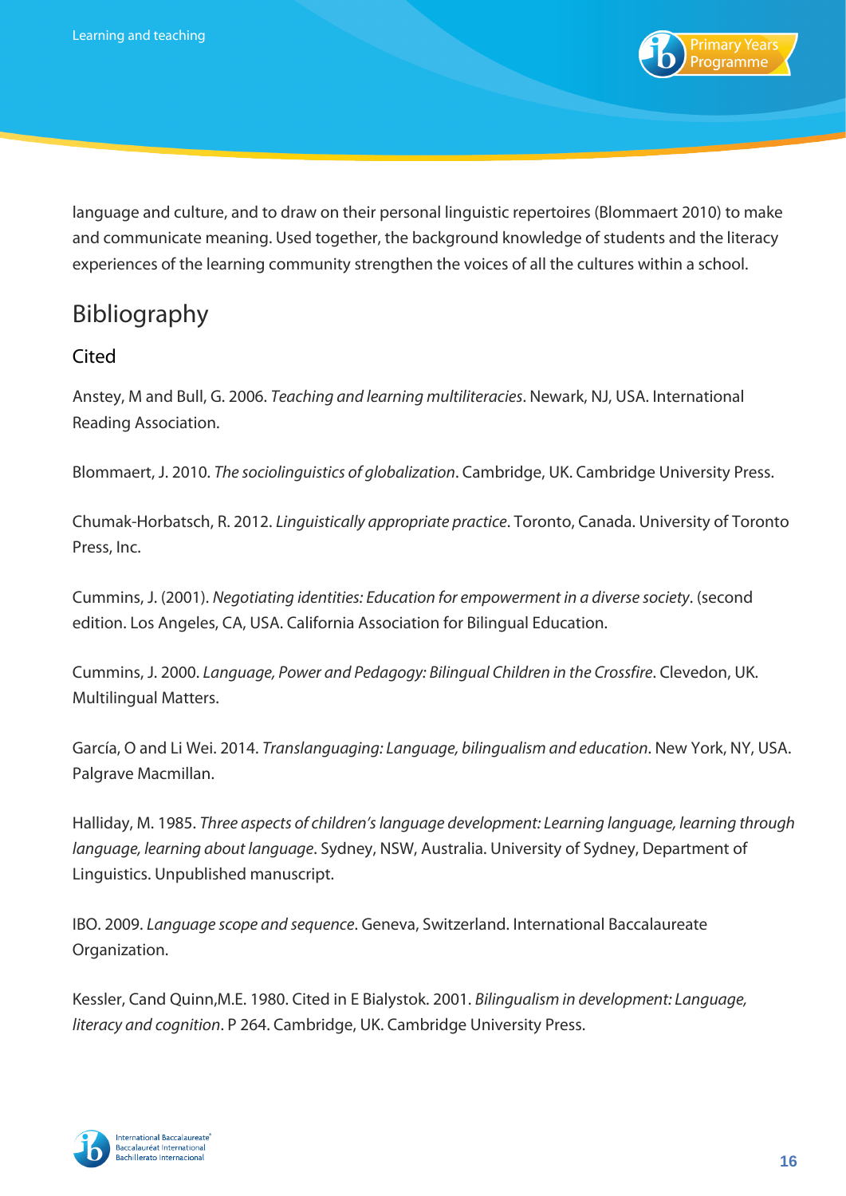language and culture, and to draw on their personal linguistic repertoires (Blommaert 2010) to make and communicate meaning. Used together, the background knowledge of students and the literacy experiences of the learning community strengthen the voices of all the cultures within a school.

# Bibliography

## Cited

Anstey, M and Bull, G. 2006. *Teaching and learning multiliteracies*. Newark, NJ, USA. International Reading Association.

Blommaert, J. 2010. *The sociolinguistics of globalization*. Cambridge, UK. Cambridge University Press.

Chumak-Horbatsch, R. 2012. *Linguistically appropriate practice*. Toronto, Canada. University of Toronto Press, Inc.

Cummins, J. (2001). *Negotiating identities: Education for empowerment in a diverse society*. (second edition. Los Angeles, CA, USA. California Association for Bilingual Education.

Cummins, J. 2000. *Language, Power and Pedagogy: Bilingual Children in the Crossfire*. Clevedon, UK. Multilingual Matters.

García, O and Li Wei. 2014. *Translanguaging: Language, bilingualism and education*. New York, NY, USA. Palgrave Macmillan.

Halliday, M. 1985. *Three aspects of children's language development: Learning language, learning through language, learning about language*. Sydney, NSW, Australia. University of Sydney, Department of Linguistics. Unpublished manuscript.

IBO. 2009. *Language scope and sequence*. Geneva, Switzerland. International Baccalaureate Organization.

Kessler, Cand Quinn,M.E. 1980. Cited in E Bialystok. 2001. *Bilingualism in development: Language, literacy and cognition*. P 264. Cambridge, UK. Cambridge University Press.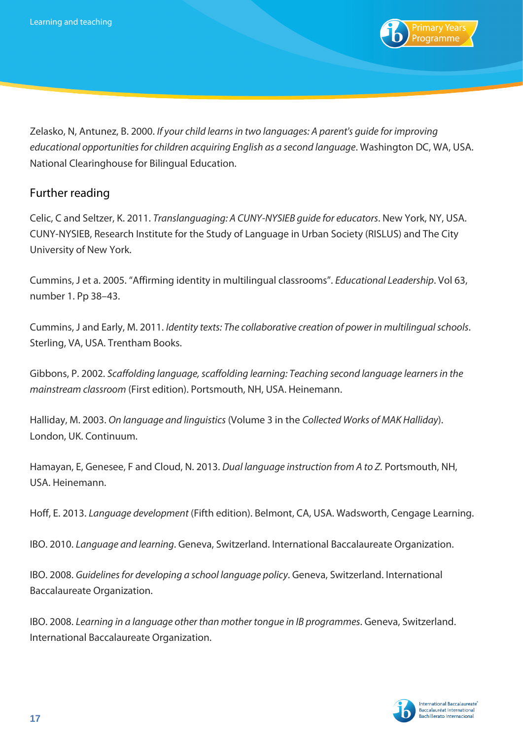Zelasko, N, Antunez, B. 2000. *If your child learns in two languages: A parent's guide for improving educational opportunities for children acquiring English as a second language*. Washington DC, WA, USA. National Clearinghouse for Bilingual Education.

## Further reading

Celic, C and Seltzer, K. 2011. *Translanguaging: A CUNY-NYSIEB guide for educators*. New York, NY, USA. CUNY-NYSIEB, Research Institute for the Study of Language in Urban Society (RISLUS) and The City University of New York.

Cummins, J et a. 2005. "Affirming identity in multilingual classrooms". *Educational Leadership*. Vol 63, number 1. Pp 38–43.

Cummins, J and Early, M. 2011. *Identity texts: The collaborative creation of power in multilingual schools*. Sterling, VA, USA. Trentham Books.

Gibbons, P. 2002. *Scaffolding language, scaffolding learning: Teaching second language learners in the mainstream classroom* (First edition). Portsmouth, NH, USA. Heinemann.

Halliday, M. 2003. *On language and linguistics* (Volume 3 in the *Collected Works of MAK Halliday*). London, UK. Continuum.

Hamayan, E, Genesee, F and Cloud, N. 2013. *Dual language instruction from A to Z.* Portsmouth, NH, USA. Heinemann.

Hoff, E. 2013. *Language development* (Fifth edition). Belmont, CA, USA. Wadsworth, Cengage Learning.

IBO. 2010. *Language and learning*. Geneva, Switzerland. International Baccalaureate Organization.

IBO. 2008. *Guidelines for developing a school language policy*. Geneva, Switzerland. International Baccalaureate Organization.

IBO. 2008. *Learning in a language other than mother tongue in IB programmes*. Geneva, Switzerland. International Baccalaureate Organization.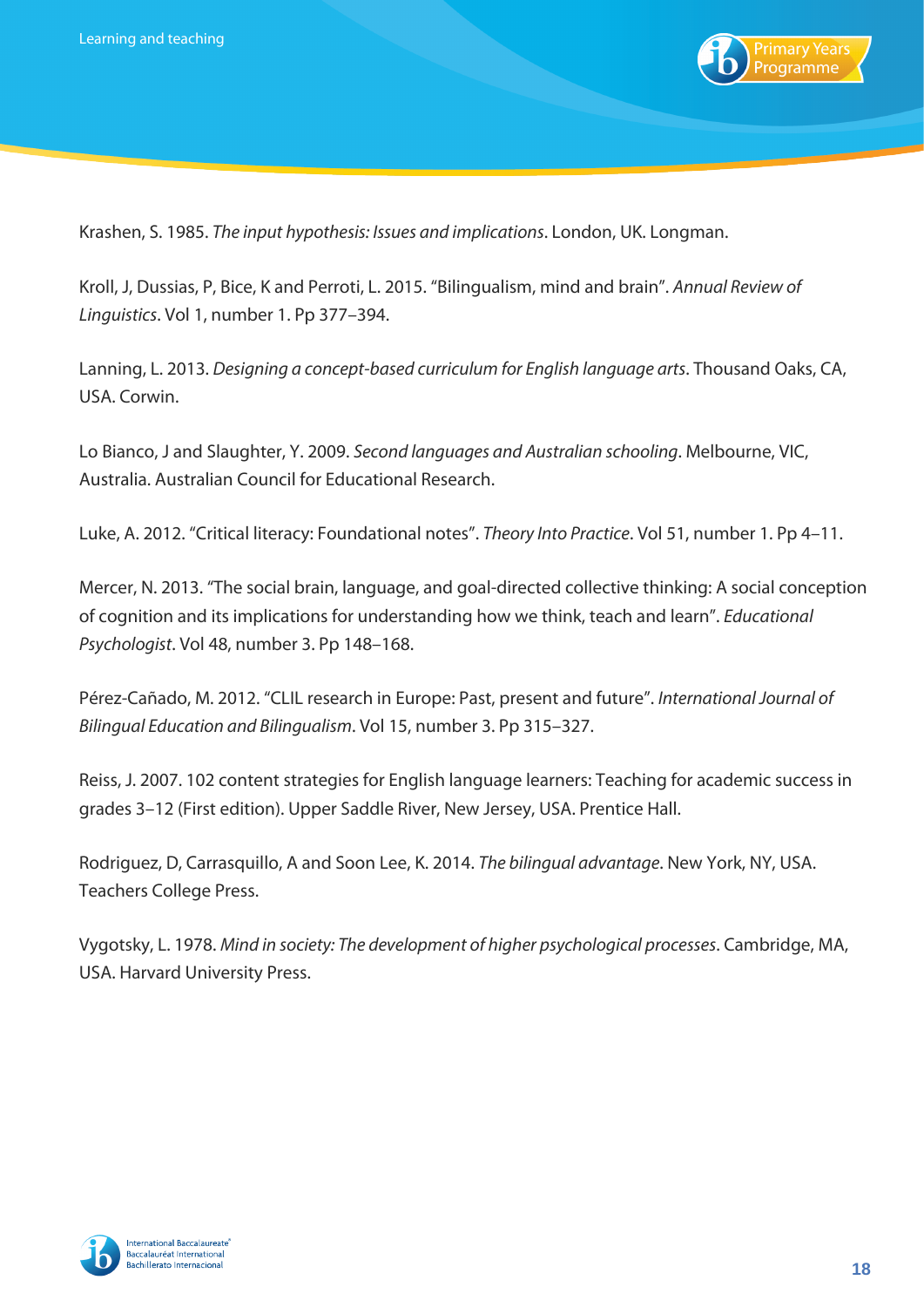Krashen, S. 1985. *The input hypothesis: Issues and implications*. London, UK. Longman.

Kroll, J, Dussias, P, Bice, K and Perroti, L. 2015. "Bilingualism, mind and brain". *Annual Review of Linguistics*. Vol 1, number 1. Pp 377–394.

Lanning, L. 2013. *Designing a concept-based curriculum for English language arts*. Thousand Oaks, CA, USA. Corwin.

Lo Bianco, J and Slaughter, Y. 2009. *Second languages and Australian schooling*. Melbourne, VIC, Australia. Australian Council for Educational Research.

Luke, A. 2012. "Critical literacy: Foundational notes". *Theory Into Practice*. Vol 51, number 1. Pp 4–11.

Mercer, N. 2013. "The social brain, language, and goal-directed collective thinking: A social conception of cognition and its implications for understanding how we think, teach and learn". *Educational Psychologist*. Vol 48, number 3. Pp 148–168.

Pérez-Cañado, M. 2012. "CLIL research in Europe: Past, present and future". *International Journal of Bilingual Education and Bilingualism*. Vol 15, number 3. Pp 315–327.

Reiss, J. 2007. 102 content strategies for English language learners: Teaching for academic success in grades 3–12 (First edition). Upper Saddle River, New Jersey, USA. Prentice Hall.

Rodriguez, D, Carrasquillo, A and Soon Lee, K. 2014. *The bilingual advantage*. New York, NY, USA. Teachers College Press.

Vygotsky, L. 1978. *Mind in society: The development of higher psychological processes*. Cambridge, MA, USA. Harvard University Press.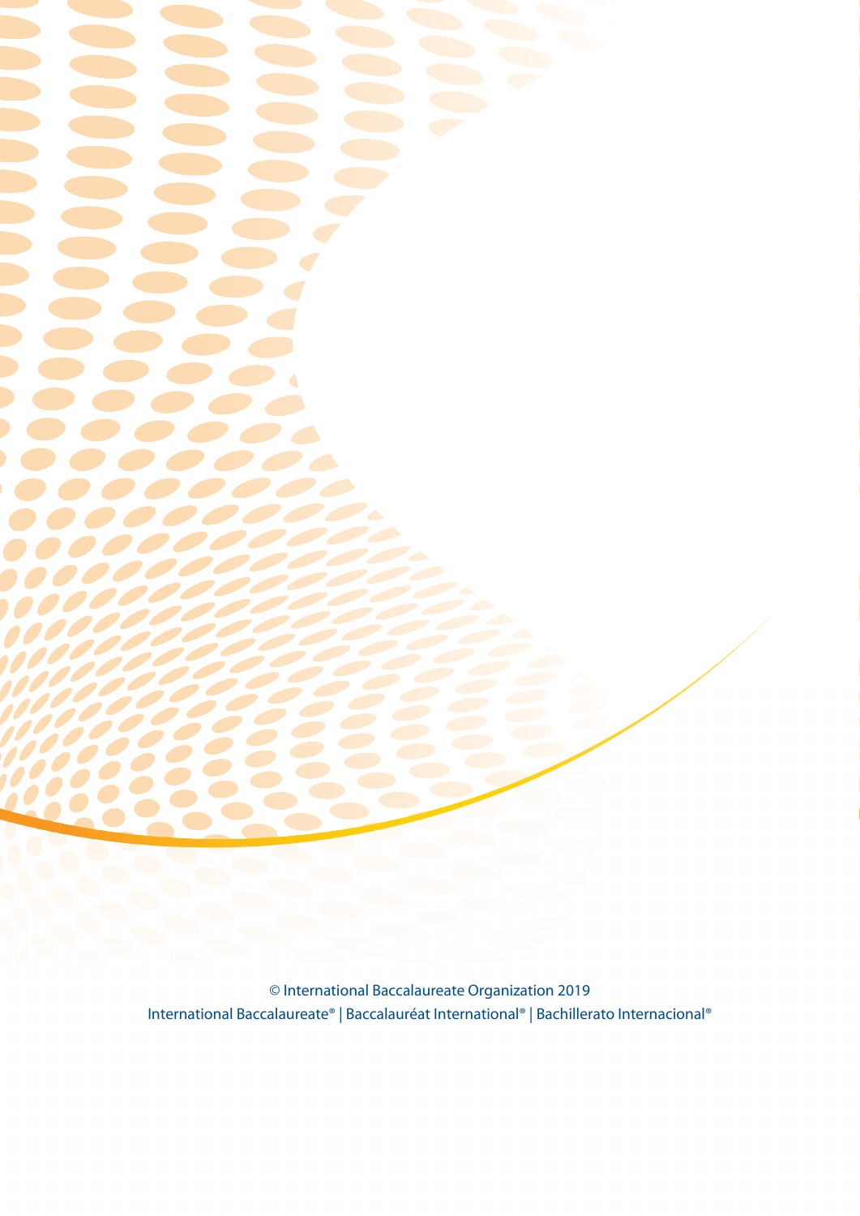© International Baccalaureate Organization 2019

International Baccalaureate® | Baccalauréat International® | Bachillerato Internacional®